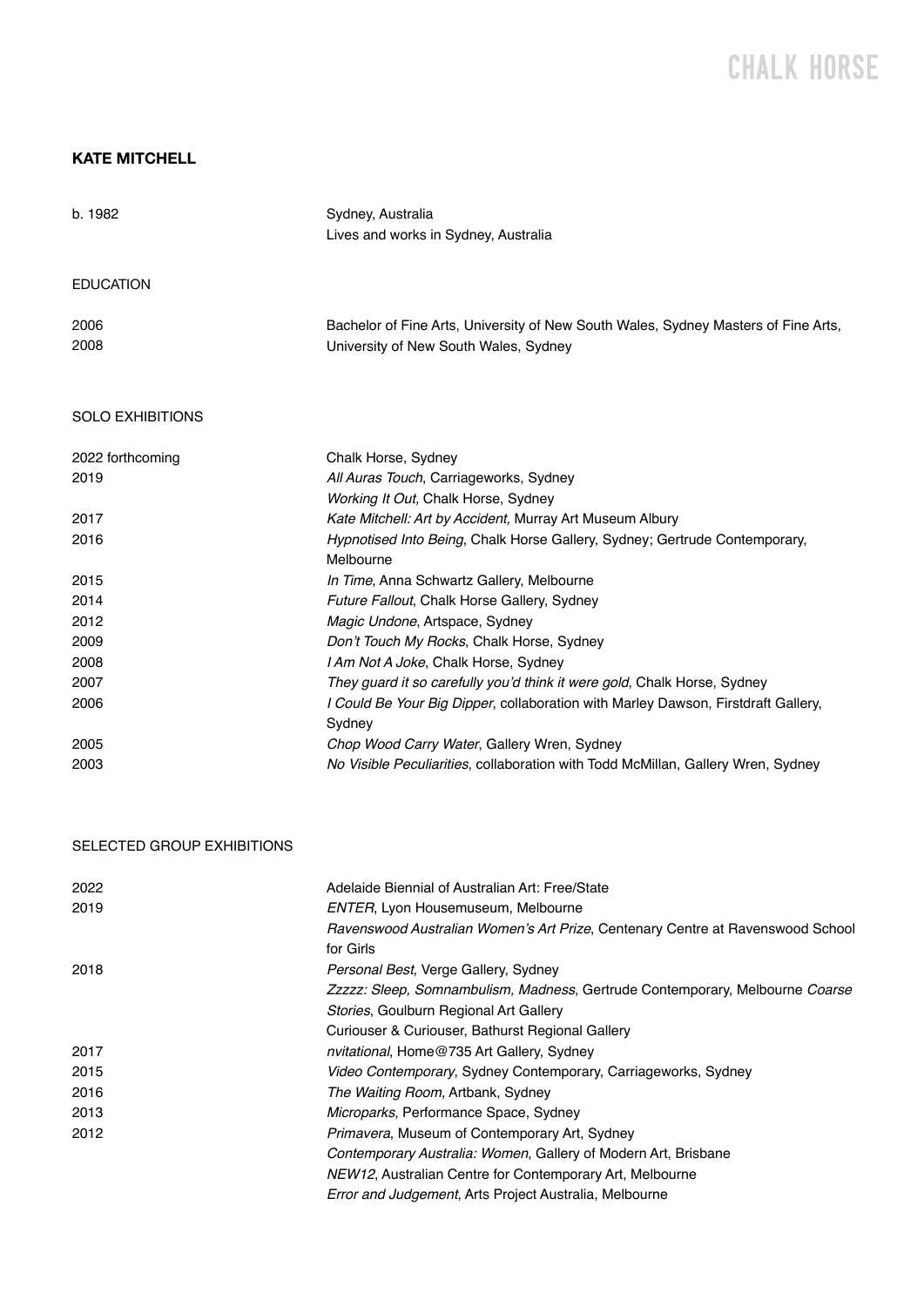# KATE MITCHELL

| | |
|---|---|
| b. 1982 | Sydney, Australia<br>Lives and works in Sydney, Australia |

## EDUCATION

| | |
|---|---|
| 2006<br>2008 | Bachelor of Fine Arts, University of New South Wales, Sydney Masters of Fine Arts, University of New South Wales, Sydney |

## SOLO EXHIBITIONS

| | |
|---|---|
| 2022 forthcoming | Chalk Horse, Sydney |
| 2019 | *All Auras Touch*, Carriageworks, Sydney |
| | *Working It Out,* Chalk Horse, Sydney |
| 2017 | *Kate Mitchell: Art by Accident,* Murray Art Museum Albury |
| 2016 | *Hypnotised Into Being*, Chalk Horse Gallery, Sydney; Gertrude Contemporary, Melbourne |
| 2015 | *In Time*, Anna Schwartz Gallery, Melbourne |
| 2014 | *Future Fallout*, Chalk Horse Gallery, Sydney |
| 2012 | *Magic Undone*, Artspace, Sydney |
| 2009 | *Don't Touch My Rocks*, Chalk Horse, Sydney |
| 2008 | *I Am Not A Joke*, Chalk Horse, Sydney |
| 2007 | *They guard it so carefully you'd think it were gold*, Chalk Horse, Sydney |
| 2006 | *I Could Be Your Big Dipper*, collaboration with Marley Dawson, Firstdraft Gallery, Sydney |
| 2005 | *Chop Wood Carry Water*, Gallery Wren, Sydney |
| 2003 | *No Visible Peculiarities*, collaboration with Todd McMillan, Gallery Wren, Sydney |

## SELECTED GROUP EXHIBITIONS

| | |
|---|---|
| 2022 | Adelaide Biennial of Australian Art: Free/State |
| 2019 | *ENTER*, Lyon Housemuseum, Melbourne |
| | *Ravenswood Australian Women's Art Prize*, Centenary Centre at Ravenswood School for Girls |
| 2018 | *Personal Best*, Verge Gallery, Sydney |
| | *Zzzzz: Sleep, Somnambulism, Madness*, Gertrude Contemporary, Melbourne *Coarse Stories*, Goulburn Regional Art Gallery |
| | Curiouser & Curiouser, Bathurst Regional Gallery |
| 2017 | *nvitational*, Home@735 Art Gallery, Sydney |
| 2015 | *Video Contemporary*, Sydney Contemporary, Carriageworks, Sydney |
| 2016 | *The Waiting Room*, Artbank, Sydney |
| 2013 | *Microparks*, Performance Space, Sydney |
| 2012 | *Primavera*, Museum of Contemporary Art, Sydney |
| | *Contemporary Australia: Women*, Gallery of Modern Art, Brisbane |
| | *NEW12*, Australian Centre for Contemporary Art, Melbourne |
| | *Error and Judgement*, Arts Project Australia, Melbourne |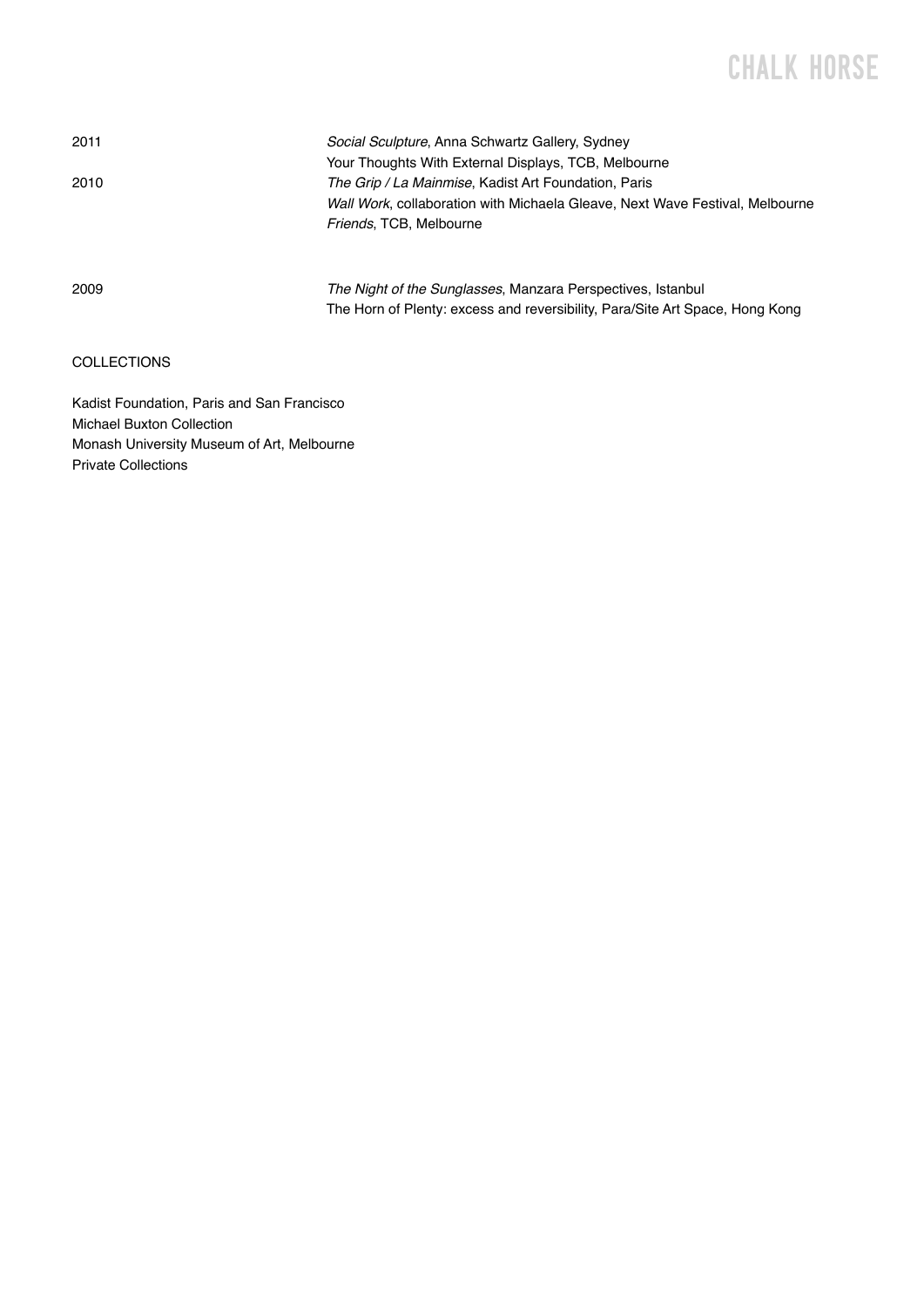| | |
|---|---|
| 2011 | *Social Sculpture*, Anna Schwartz Gallery, Sydney |
| | Your Thoughts With External Displays, TCB, Melbourne |
| 2010 | *The Grip / La Mainmise*, Kadist Art Foundation, Paris |
| | *Wall Work*, collaboration with Michaela Gleave, Next Wave Festival, Melbourne |
| | *Friends*, TCB, Melbourne |
| 2009 | *The Night of the Sunglasses*, Manzara Perspectives, Istanbul |
| | The Horn of Plenty: excess and reversibility, Para/Site Art Space, Hong Kong |

COLLECTIONS

Kadist Foundation, Paris and San Francisco
Michael Buxton Collection
Monash University Museum of Art, Melbourne
Private Collections